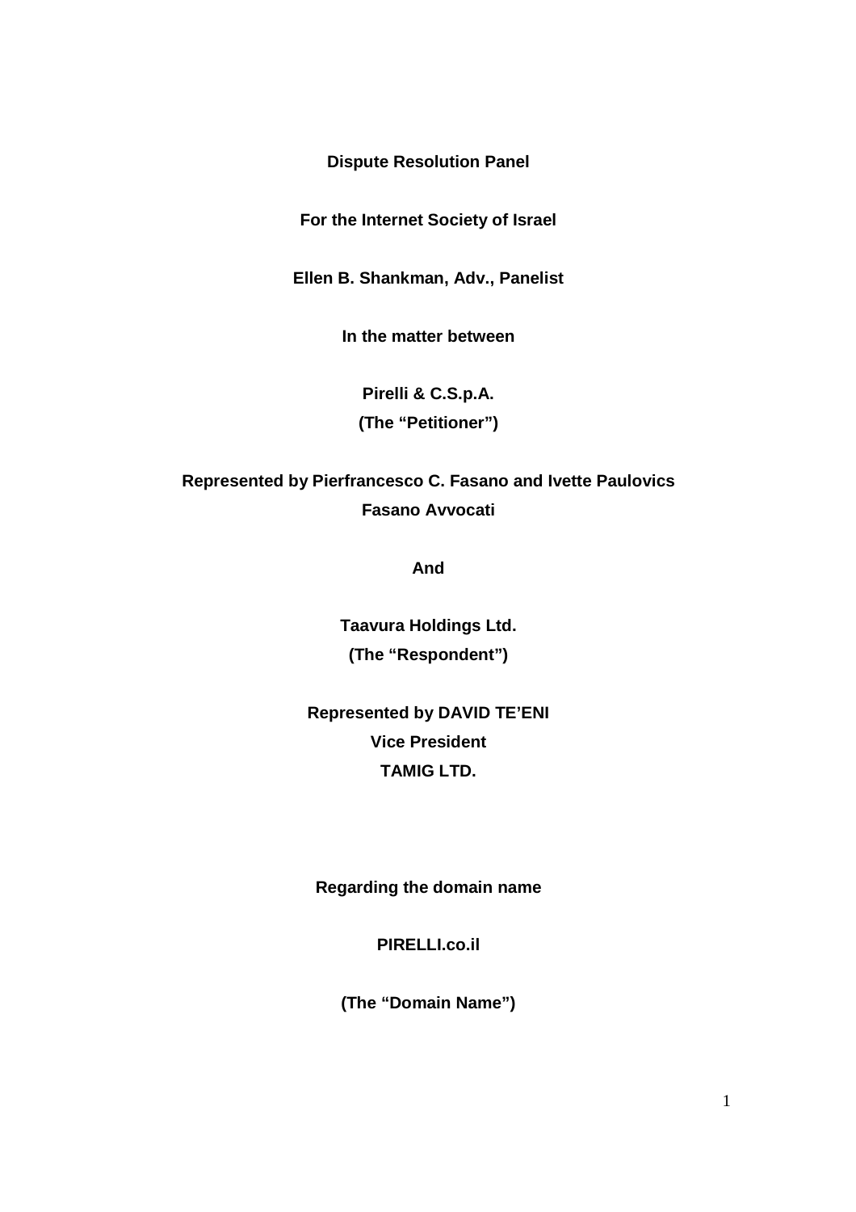**Dispute Resolution Panel**

**For the Internet Society of Israel**

**Ellen B. Shankman, Adv., Panelist**

**In the matter between**

**Pirelli & C.S.p.A.**
**(The "Petitioner")**

**Represented by Pierfrancesco C. Fasano and Ivette Paulovics**
**Fasano Avvocati**

**And**

**Taavura Holdings Ltd.**
**(The "Respondent")**

**Represented by DAVID TE'ENI**
**Vice President**
**TAMIG LTD.**

**Regarding the domain name**

**PIRELLI.co.il**

**(The "Domain Name")**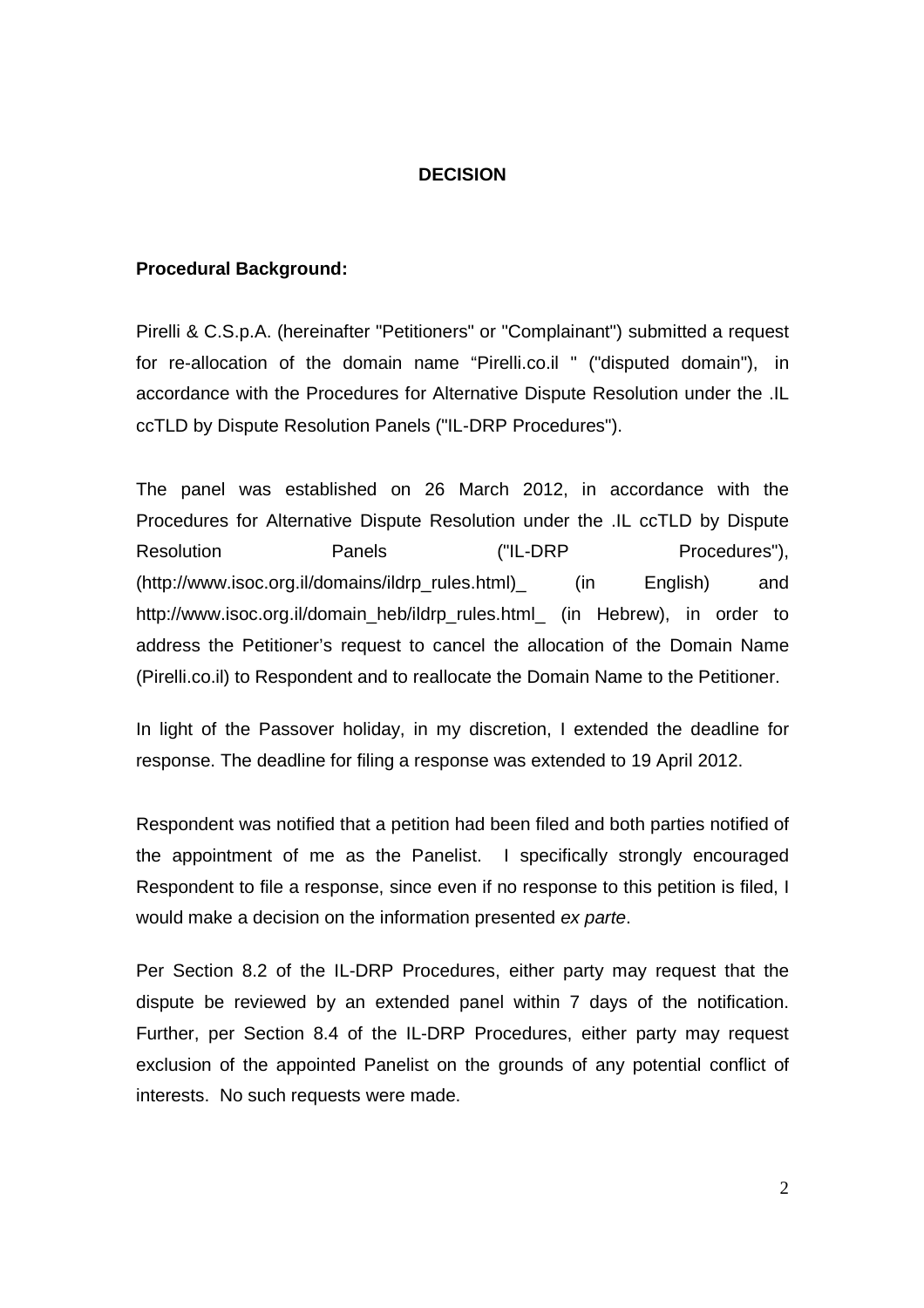**DECISION**

**Procedural Background:**

Pirelli & C.S.p.A. (hereinafter "Petitioners" or "Complainant") submitted a request for re-allocation of the domain name "Pirelli.co.il " ("disputed domain"), in accordance with the Procedures for Alternative Dispute Resolution under the .IL ccTLD by Dispute Resolution Panels ("IL-DRP Procedures").

The panel was established on 26 March 2012, in accordance with the Procedures for Alternative Dispute Resolution under the .IL ccTLD by Dispute Resolution Panels ("IL-DRP Procedures"), (http://www.isoc.org.il/domains/ildrp_rules.html)_ (in English) and http://www.isoc.org.il/domain_heb/ildrp_rules.html_ (in Hebrew), in order to address the Petitioner's request to cancel the allocation of the Domain Name (Pirelli.co.il) to Respondent and to reallocate the Domain Name to the Petitioner.

In light of the Passover holiday, in my discretion, I extended the deadline for response. The deadline for filing a response was extended to 19 April 2012.

Respondent was notified that a petition had been filed and both parties notified of the appointment of me as the Panelist. I specifically strongly encouraged Respondent to file a response, since even if no response to this petition is filed, I would make a decision on the information presented *ex parte*.

Per Section 8.2 of the IL-DRP Procedures, either party may request that the dispute be reviewed by an extended panel within 7 days of the notification. Further, per Section 8.4 of the IL-DRP Procedures, either party may request exclusion of the appointed Panelist on the grounds of any potential conflict of interests. No such requests were made.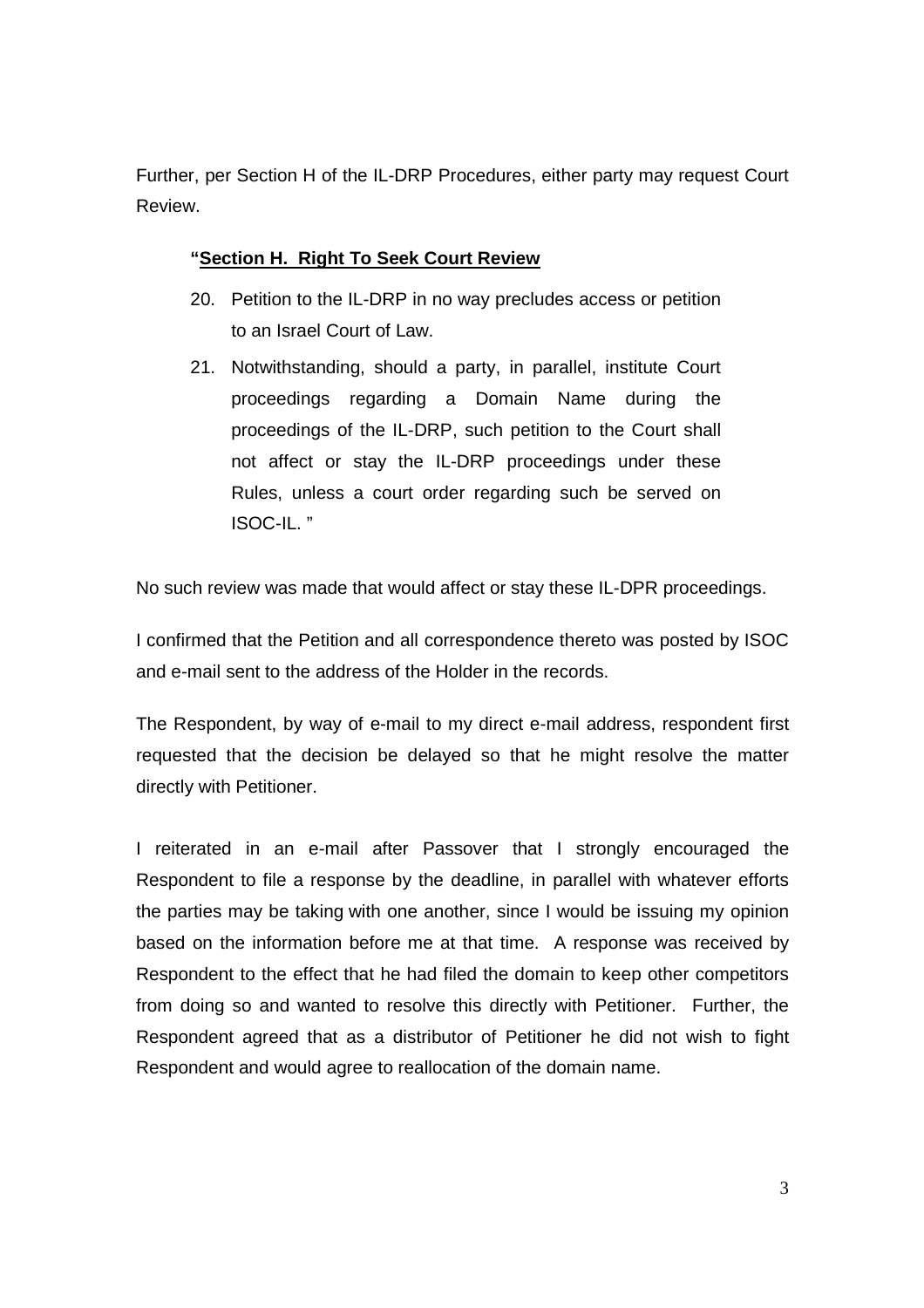Further, per Section H of the IL-DRP Procedures, either party may request Court Review.

> **"Section H. Right To Seek Court Review**
>
> 20. Petition to the IL-DRP in no way precludes access or petition to an Israel Court of Law.
> 21. Notwithstanding, should a party, in parallel, institute Court proceedings regarding a Domain Name during the proceedings of the IL-DRP, such petition to the Court shall not affect or stay the IL-DRP proceedings under these Rules, unless a court order regarding such be served on ISOC-IL. "

No such review was made that would affect or stay these IL-DPR proceedings.

I confirmed that the Petition and all correspondence thereto was posted by ISOC and e-mail sent to the address of the Holder in the records.

The Respondent, by way of e-mail to my direct e-mail address, respondent first requested that the decision be delayed so that he might resolve the matter directly with Petitioner.

I reiterated in an e-mail after Passover that I strongly encouraged the Respondent to file a response by the deadline, in parallel with whatever efforts the parties may be taking with one another, since I would be issuing my opinion based on the information before me at that time. A response was received by Respondent to the effect that he had filed the domain to keep other competitors from doing so and wanted to resolve this directly with Petitioner. Further, the Respondent agreed that as a distributor of Petitioner he did not wish to fight Respondent and would agree to reallocation of the domain name.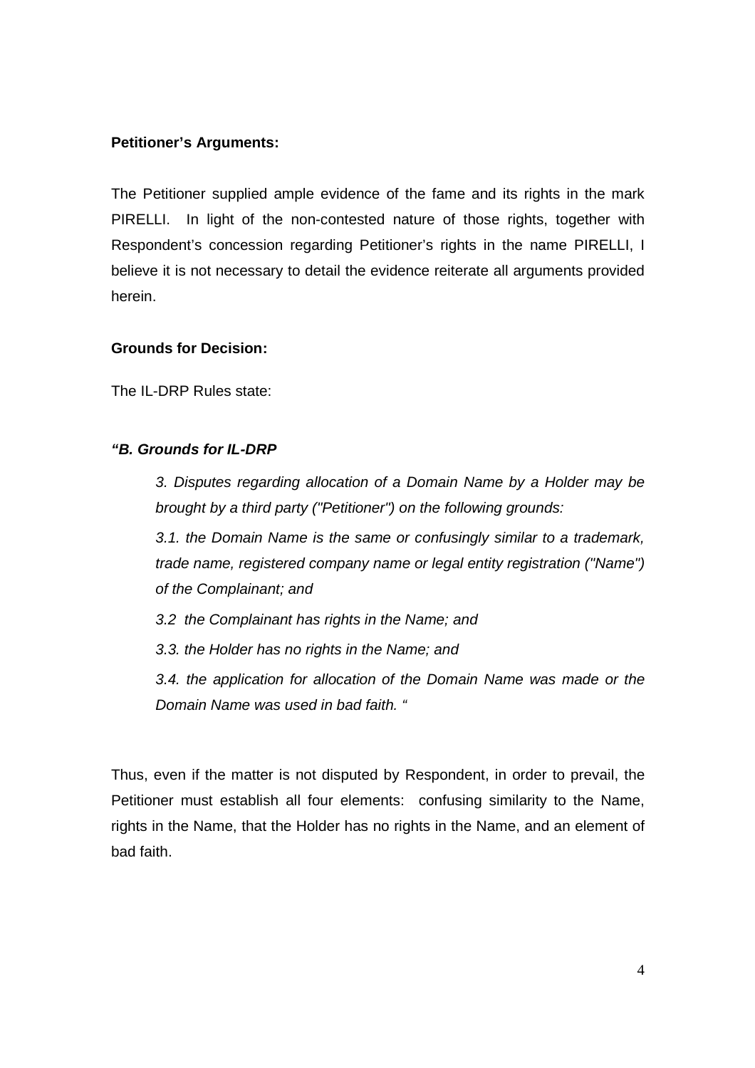**Petitioner's Arguments:**

The Petitioner supplied ample evidence of the fame and its rights in the mark PIRELLI. In light of the non-contested nature of those rights, together with Respondent's concession regarding Petitioner's rights in the name PIRELLI, I believe it is not necessary to detail the evidence reiterate all arguments provided herein.

**Grounds for Decision:**

The IL-DRP Rules state:

***"B. Grounds for IL-DRP***

> *3. Disputes regarding allocation of a Domain Name by a Holder may be brought by a third party ("Petitioner") on the following grounds:*
>
> *3.1. the Domain Name is the same or confusingly similar to a trademark, trade name, registered company name or legal entity registration ("Name") of the Complainant; and*
>
> *3.2 the Complainant has rights in the Name; and*
>
> *3.3. the Holder has no rights in the Name; and*
>
> *3.4. the application for allocation of the Domain Name was made or the Domain Name was used in bad faith. "*

Thus, even if the matter is not disputed by Respondent, in order to prevail, the Petitioner must establish all four elements: confusing similarity to the Name, rights in the Name, that the Holder has no rights in the Name, and an element of bad faith.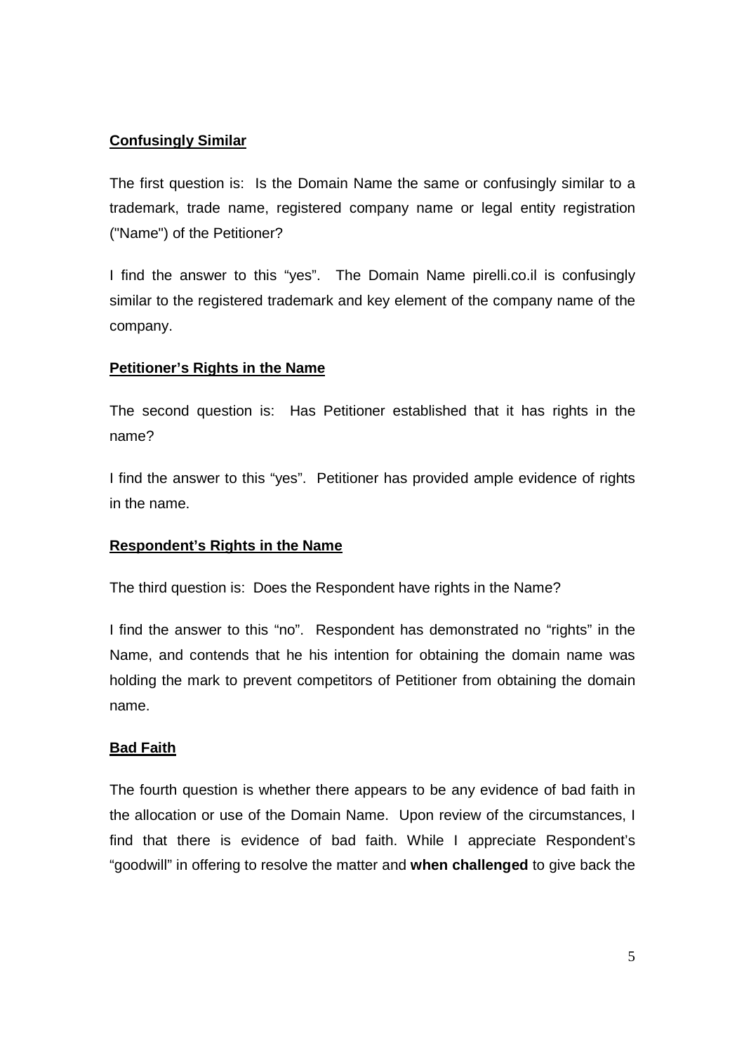**Confusingly Similar**

The first question is: Is the Domain Name the same or confusingly similar to a trademark, trade name, registered company name or legal entity registration ("Name") of the Petitioner?

I find the answer to this "yes". The Domain Name pirelli.co.il is confusingly similar to the registered trademark and key element of the company name of the company.

**Petitioner's Rights in the Name**

The second question is: Has Petitioner established that it has rights in the name?

I find the answer to this "yes". Petitioner has provided ample evidence of rights in the name.

**Respondent's Rights in the Name**

The third question is: Does the Respondent have rights in the Name?

I find the answer to this "no". Respondent has demonstrated no "rights" in the Name, and contends that he his intention for obtaining the domain name was holding the mark to prevent competitors of Petitioner from obtaining the domain name.

**Bad Faith**

The fourth question is whether there appears to be any evidence of bad faith in the allocation or use of the Domain Name. Upon review of the circumstances, I find that there is evidence of bad faith. While I appreciate Respondent's "goodwill" in offering to resolve the matter and **when challenged** to give back the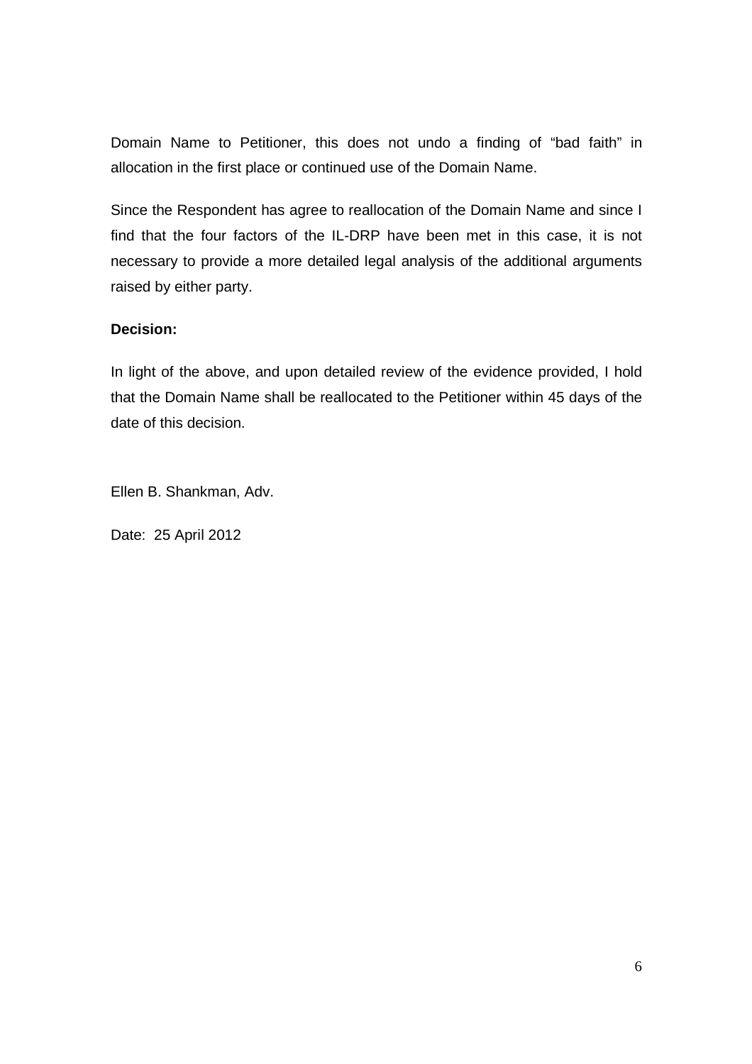Domain Name to Petitioner, this does not undo a finding of "bad faith" in allocation in the first place or continued use of the Domain Name.

Since the Respondent has agree to reallocation of the Domain Name and since I find that the four factors of the IL-DRP have been met in this case, it is not necessary to provide a more detailed legal analysis of the additional arguments raised by either party.

**Decision:**

In light of the above, and upon detailed review of the evidence provided, I hold that the Domain Name shall be reallocated to the Petitioner within 45 days of the date of this decision.

Ellen B. Shankman, Adv.

Date: 25 April 2012